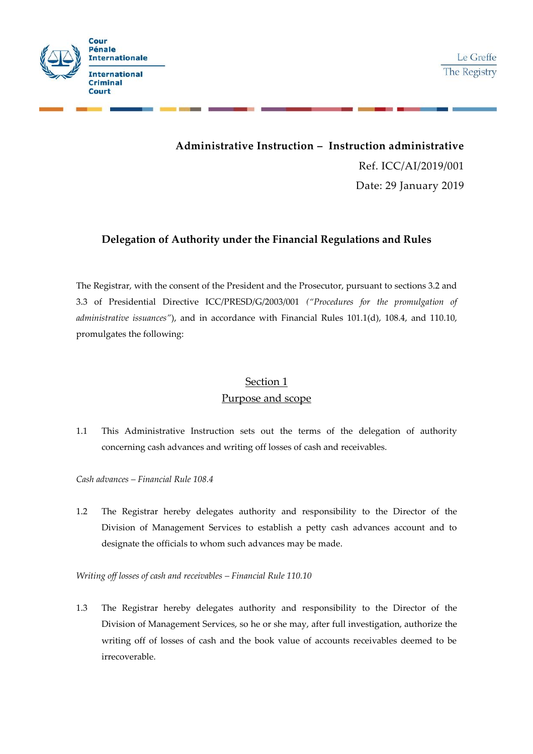Cour Pénale Internationale

International Criminal Court

Le Greffe

The Registry

**Administrative Instruction – Instruction administrative**

Ref. ICC/AI/2019/001

Date: 29 January 2019

## Delegation of Authority under the Financial Regulations and Rules

The Registrar, with the consent of the President and the Prosecutor, pursuant to sections 3.2 and 3.3 of Presidential Directive ICC/PRESD/G/2003/001 *("Procedures for the promulgation of administrative issuances")*, and in accordance with Financial Rules 101.1(d), 108.4, and 110.10, promulgates the following:

### Section 1
### Purpose and scope

1.1 This Administrative Instruction sets out the terms of the delegation of authority concerning cash advances and writing off losses of cash and receivables.

*Cash advances – Financial Rule 108.4*

1.2 The Registrar hereby delegates authority and responsibility to the Director of the Division of Management Services to establish a petty cash advances account and to designate the officials to whom such advances may be made.

*Writing off losses of cash and receivables – Financial Rule 110.10*

1.3 The Registrar hereby delegates authority and responsibility to the Director of the Division of Management Services, so he or she may, after full investigation, authorize the writing off of losses of cash and the book value of accounts receivables deemed to be irrecoverable.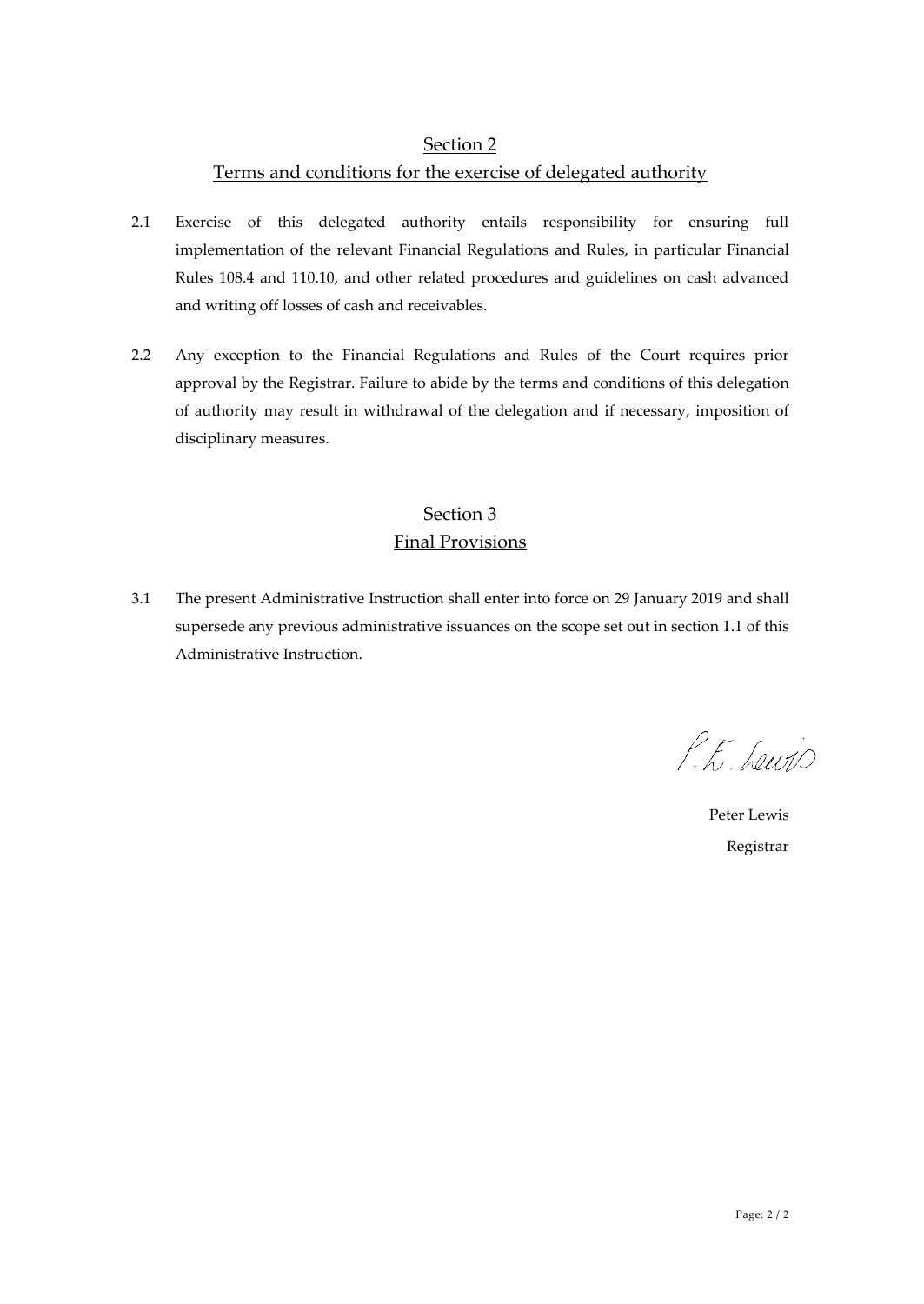## Section 2
## Terms and conditions for the exercise of delegated authority

2.1 Exercise of this delegated authority entails responsibility for ensuring full implementation of the relevant Financial Regulations and Rules, in particular Financial Rules 108.4 and 110.10, and other related procedures and guidelines on cash advanced and writing off losses of cash and receivables.

2.2 Any exception to the Financial Regulations and Rules of the Court requires prior approval by the Registrar. Failure to abide by the terms and conditions of this delegation of authority may result in withdrawal of the delegation and if necessary, imposition of disciplinary measures.

## Section 3
## Final Provisions

3.1 The present Administrative Instruction shall enter into force on 29 January 2019 and shall supersede any previous administrative issuances on the scope set out in section 1.1 of this Administrative Instruction.

P. L. Lewis

Peter Lewis
Registrar